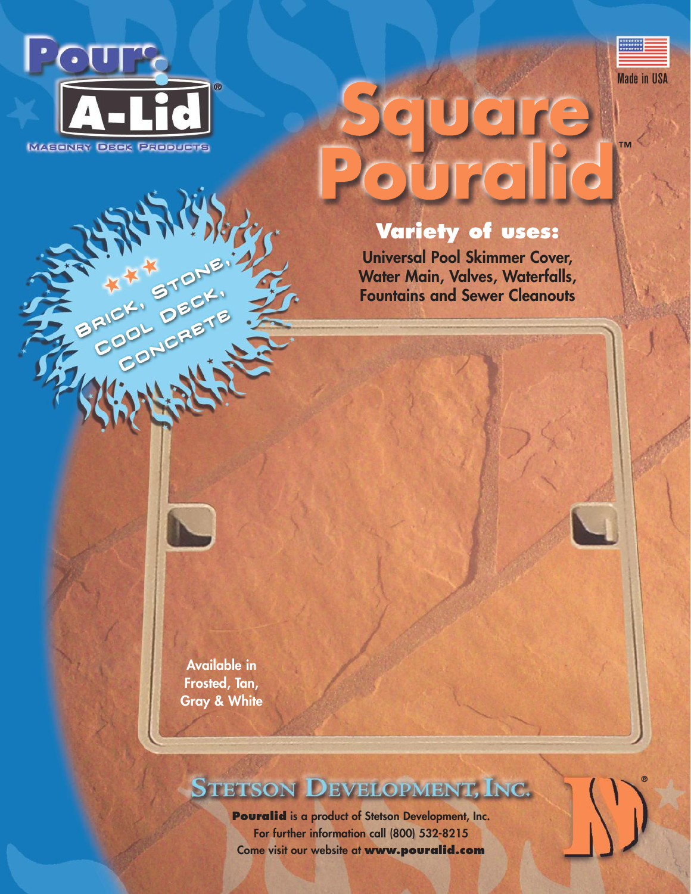# Pour-A-Lid®

MASONRY DECK PRODUCTS

Made in USA

# Square Pouralid™

## Variety of uses:

**Universal Pool Skimmer Cover, Water Main, Valves, Waterfalls, Fountains and Sewer Cleanouts**

★★★ BRICK, STONE, COOL DECK, CONCRETE

Available in Frosted, Tan, Gray & White

## STETSON DEVELOPMENT, INC.

**Pouralid** is a product of Stetson Development, Inc.
For further information call (800) 532-8215
Come visit our website at **www.pouralid.com**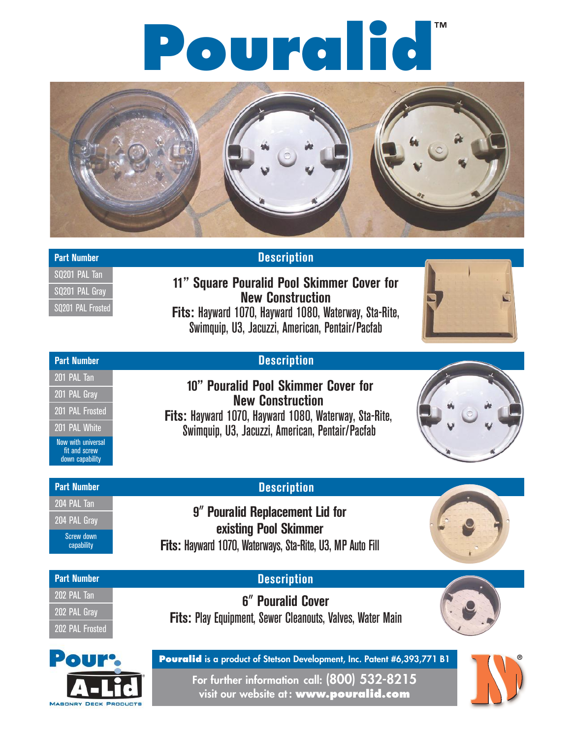# Pouralid™

| Part Number | Description |
| --- | --- |
| SQ201 PAL Tan<br>SQ201 PAL Gray<br>SQ201 PAL Frosted | **11" Square Pouralid Pool Skimmer Cover for New Construction**<br>**Fits:** Hayward 1070, Hayward 1080, Waterway, Sta-Rite, Swimquip, U3, Jacuzzi, American, Pentair/Pacfab |

| Part Number | Description |
| --- | --- |
| 201 PAL Tan<br>201 PAL Gray<br>201 PAL Frosted<br>201 PAL White<br>Now with universal fit and screw down capability | **10" Pouralid Pool Skimmer Cover for New Construction**<br>**Fits:** Hayward 1070, Hayward 1080, Waterway, Sta-Rite, Swimquip, U3, Jacuzzi, American, Pentair/Pacfab |

| Part Number | Description |
| --- | --- |
| 204 PAL Tan<br>204 PAL Gray<br>Screw down capability | **9" Pouralid Replacement Lid for existing Pool Skimmer**<br>**Fits:** Hayward 1070, Waterways, Sta-Rite, U3, MP Auto Fill |

| Part Number | Description |
| --- | --- |
| 202 PAL Tan<br>202 PAL Gray<br>202 PAL Frosted | **6" Pouralid Cover**<br>**Fits:** Play Equipment, Sewer Cleanouts, Valves, Water Main |

Pour-A-Lid® Masonry Deck Products

**Pouralid** is a product of Stetson Development, Inc. Patent #6,393,771 B1

For further information call: (800) 532-8215
visit our website at: **www.pouralid.com**